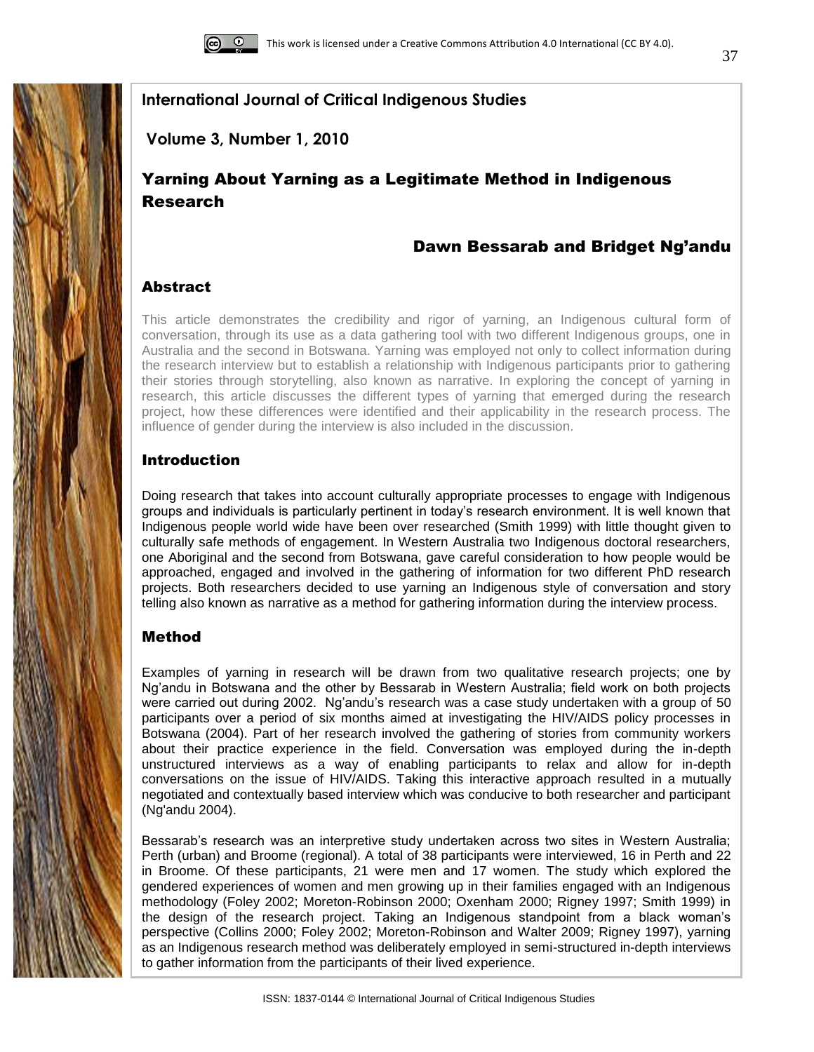International Journal of Critical Indigenous Studies

Volume 3, Number 1, 2010

# Yarning About Yarning as a Legitimate Method in Indigenous Research

**Dawn Bessarab and Bridget Ng'andu**

## Abstract

This article demonstrates the credibility and rigor of yarning, an Indigenous cultural form of conversation, through its use as a data gathering tool with two different Indigenous groups, one in Australia and the second in Botswana. Yarning was employed not only to collect information during the research interview but to establish a relationship with Indigenous participants prior to gathering their stories through storytelling, also known as narrative. In exploring the concept of yarning in research, this article discusses the different types of yarning that emerged during the research project, how these differences were identified and their applicability in the research process. The influence of gender during the interview is also included in the discussion.

## Introduction

Doing research that takes into account culturally appropriate processes to engage with Indigenous groups and individuals is particularly pertinent in today's research environment. It is well known that Indigenous people world wide have been over researched (Smith 1999) with little thought given to culturally safe methods of engagement. In Western Australia two Indigenous doctoral researchers, one Aboriginal and the second from Botswana, gave careful consideration to how people would be approached, engaged and involved in the gathering of information for two different PhD research projects. Both researchers decided to use yarning an Indigenous style of conversation and story telling also known as narrative as a method for gathering information during the interview process.

## Method

Examples of yarning in research will be drawn from two qualitative research projects; one by Ng'andu in Botswana and the other by Bessarab in Western Australia; field work on both projects were carried out during 2002. Ng'andu's research was a case study undertaken with a group of 50 participants over a period of six months aimed at investigating the HIV/AIDS policy processes in Botswana (2004). Part of her research involved the gathering of stories from community workers about their practice experience in the field. Conversation was employed during the in-depth unstructured interviews as a way of enabling participants to relax and allow for in-depth conversations on the issue of HIV/AIDS. Taking this interactive approach resulted in a mutually negotiated and contextually based interview which was conducive to both researcher and participant (Ng'andu 2004).

Bessarab's research was an interpretive study undertaken across two sites in Western Australia; Perth (urban) and Broome (regional). A total of 38 participants were interviewed, 16 in Perth and 22 in Broome. Of these participants, 21 were men and 17 women. The study which explored the gendered experiences of women and men growing up in their families engaged with an Indigenous methodology (Foley 2002; Moreton-Robinson 2000; Oxenham 2000; Rigney 1997; Smith 1999) in the design of the research project. Taking an Indigenous standpoint from a black woman's perspective (Collins 2000; Foley 2002; Moreton-Robinson and Walter 2009; Rigney 1997), yarning as an Indigenous research method was deliberately employed in semi-structured in-depth interviews to gather information from the participants of their lived experience.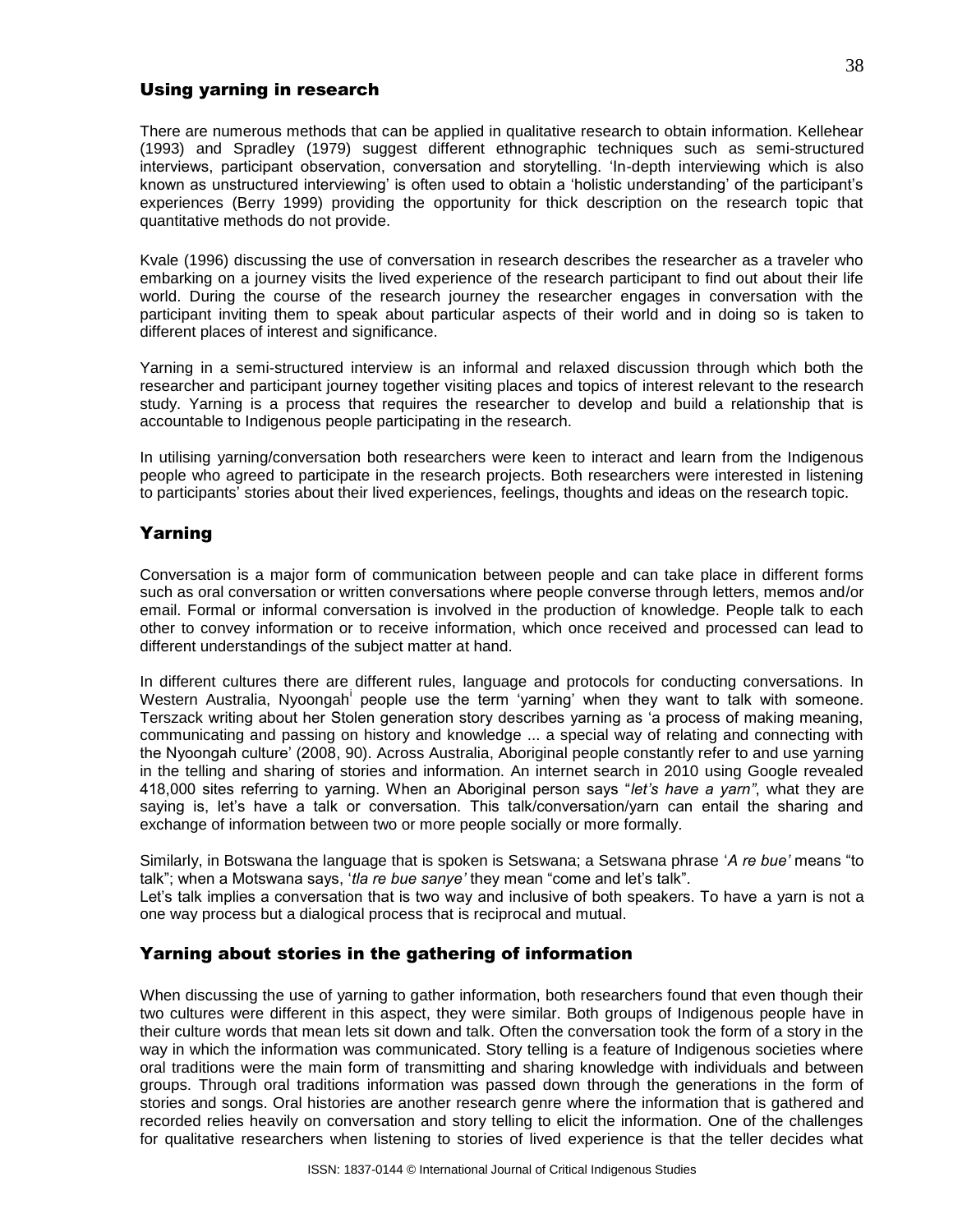## Using yarning in research

There are numerous methods that can be applied in qualitative research to obtain information. Kellehear (1993) and Spradley (1979) suggest different ethnographic techniques such as semi-structured interviews, participant observation, conversation and storytelling. 'In-depth interviewing which is also known as unstructured interviewing' is often used to obtain a 'holistic understanding' of the participant's experiences (Berry 1999) providing the opportunity for thick description on the research topic that quantitative methods do not provide.

Kvale (1996) discussing the use of conversation in research describes the researcher as a traveler who embarking on a journey visits the lived experience of the research participant to find out about their life world. During the course of the research journey the researcher engages in conversation with the participant inviting them to speak about particular aspects of their world and in doing so is taken to different places of interest and significance.

Yarning in a semi-structured interview is an informal and relaxed discussion through which both the researcher and participant journey together visiting places and topics of interest relevant to the research study. Yarning is a process that requires the researcher to develop and build a relationship that is accountable to Indigenous people participating in the research.

In utilising yarning/conversation both researchers were keen to interact and learn from the Indigenous people who agreed to participate in the research projects. Both researchers were interested in listening to participants' stories about their lived experiences, feelings, thoughts and ideas on the research topic.

## Yarning

Conversation is a major form of communication between people and can take place in different forms such as oral conversation or written conversations where people converse through letters, memos and/or email. Formal or informal conversation is involved in the production of knowledge. People talk to each other to convey information or to receive information, which once received and processed can lead to different understandings of the subject matter at hand.

In different cultures there are different rules, language and protocols for conducting conversations. In Western Australia, Nyoongah[i] people use the term 'yarning' when they want to talk with someone. Terszack writing about her Stolen generation story describes yarning as 'a process of making meaning, communicating and passing on history and knowledge ... a special way of relating and connecting with the Nyoongah culture' (2008, 90). Across Australia, Aboriginal people constantly refer to and use yarning in the telling and sharing of stories and information. An internet search in 2010 using Google revealed 418,000 sites referring to yarning. When an Aboriginal person says "*let's have a yarn"*, what they are saying is, let's have a talk or conversation. This talk/conversation/yarn can entail the sharing and exchange of information between two or more people socially or more formally.

Similarly, in Botswana the language that is spoken is Setswana; a Setswana phrase '*A re bue'* means "to talk"; when a Motswana says, '*tla re bue sanye'* they mean "come and let's talk".
Let's talk implies a conversation that is two way and inclusive of both speakers. To have a yarn is not a one way process but a dialogical process that is reciprocal and mutual.

## Yarning about stories in the gathering of information

When discussing the use of yarning to gather information, both researchers found that even though their two cultures were different in this aspect, they were similar. Both groups of Indigenous people have in their culture words that mean lets sit down and talk. Often the conversation took the form of a story in the way in which the information was communicated. Story telling is a feature of Indigenous societies where oral traditions were the main form of transmitting and sharing knowledge with individuals and between groups. Through oral traditions information was passed down through the generations in the form of stories and songs. Oral histories are another research genre where the information that is gathered and recorded relies heavily on conversation and story telling to elicit the information. One of the challenges for qualitative researchers when listening to stories of lived experience is that the teller decides what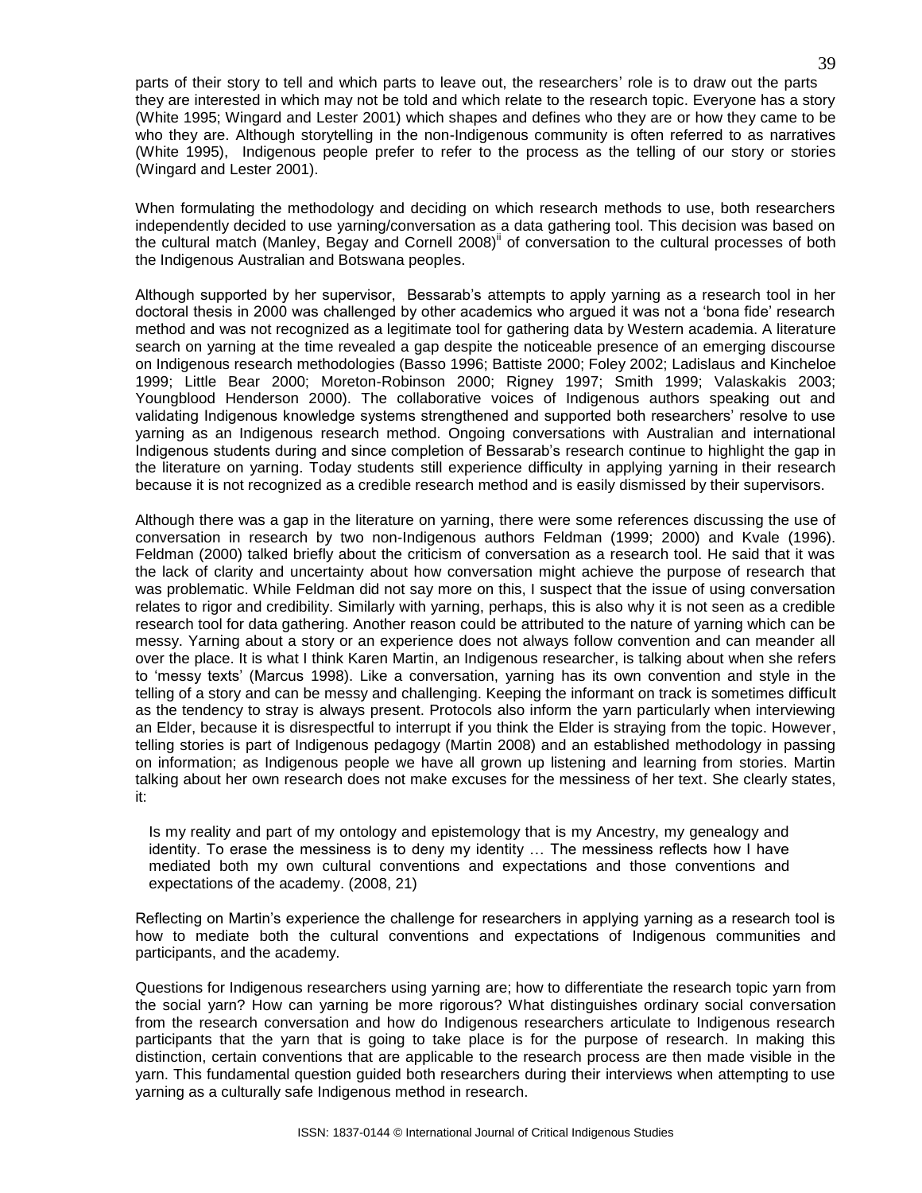parts of their story to tell and which parts to leave out, the researchers' role is to draw out the parts they are interested in which may not be told and which relate to the research topic. Everyone has a story (White 1995; Wingard and Lester 2001) which shapes and defines who they are or how they came to be who they are. Although storytelling in the non-Indigenous community is often referred to as narratives (White 1995), Indigenous people prefer to refer to the process as the telling of our story or stories (Wingard and Lester 2001).

When formulating the methodology and deciding on which research methods to use, both researchers independently decided to use yarning/conversation as a data gathering tool. This decision was based on the cultural match (Manley, Begay and Cornell 2008)[ii] of conversation to the cultural processes of both the Indigenous Australian and Botswana peoples.

Although supported by her supervisor, Bessarab's attempts to apply yarning as a research tool in her doctoral thesis in 2000 was challenged by other academics who argued it was not a 'bona fide' research method and was not recognized as a legitimate tool for gathering data by Western academia. A literature search on yarning at the time revealed a gap despite the noticeable presence of an emerging discourse on Indigenous research methodologies (Basso 1996; Battiste 2000; Foley 2002; Ladislaus and Kincheloe 1999; Little Bear 2000; Moreton-Robinson 2000; Rigney 1997; Smith 1999; Valaskakis 2003; Youngblood Henderson 2000). The collaborative voices of Indigenous authors speaking out and validating Indigenous knowledge systems strengthened and supported both researchers' resolve to use yarning as an Indigenous research method. Ongoing conversations with Australian and international Indigenous students during and since completion of Bessarab's research continue to highlight the gap in the literature on yarning. Today students still experience difficulty in applying yarning in their research because it is not recognized as a credible research method and is easily dismissed by their supervisors.

Although there was a gap in the literature on yarning, there were some references discussing the use of conversation in research by two non-Indigenous authors Feldman (1999; 2000) and Kvale (1996). Feldman (2000) talked briefly about the criticism of conversation as a research tool. He said that it was the lack of clarity and uncertainty about how conversation might achieve the purpose of research that was problematic. While Feldman did not say more on this, I suspect that the issue of using conversation relates to rigor and credibility. Similarly with yarning, perhaps, this is also why it is not seen as a credible research tool for data gathering. Another reason could be attributed to the nature of yarning which can be messy. Yarning about a story or an experience does not always follow convention and can meander all over the place. It is what I think Karen Martin, an Indigenous researcher, is talking about when she refers to 'messy texts' (Marcus 1998). Like a conversation, yarning has its own convention and style in the telling of a story and can be messy and challenging. Keeping the informant on track is sometimes difficult as the tendency to stray is always present. Protocols also inform the yarn particularly when interviewing an Elder, because it is disrespectful to interrupt if you think the Elder is straying from the topic. However, telling stories is part of Indigenous pedagogy (Martin 2008) and an established methodology in passing on information; as Indigenous people we have all grown up listening and learning from stories. Martin talking about her own research does not make excuses for the messiness of her text. She clearly states, it:

> Is my reality and part of my ontology and epistemology that is my Ancestry, my genealogy and identity. To erase the messiness is to deny my identity … The messiness reflects how I have mediated both my own cultural conventions and expectations and those conventions and expectations of the academy. (2008, 21)

Reflecting on Martin's experience the challenge for researchers in applying yarning as a research tool is how to mediate both the cultural conventions and expectations of Indigenous communities and participants, and the academy.

Questions for Indigenous researchers using yarning are; how to differentiate the research topic yarn from the social yarn? How can yarning be more rigorous? What distinguishes ordinary social conversation from the research conversation and how do Indigenous researchers articulate to Indigenous research participants that the yarn that is going to take place is for the purpose of research. In making this distinction, certain conventions that are applicable to the research process are then made visible in the yarn. This fundamental question guided both researchers during their interviews when attempting to use yarning as a culturally safe Indigenous method in research.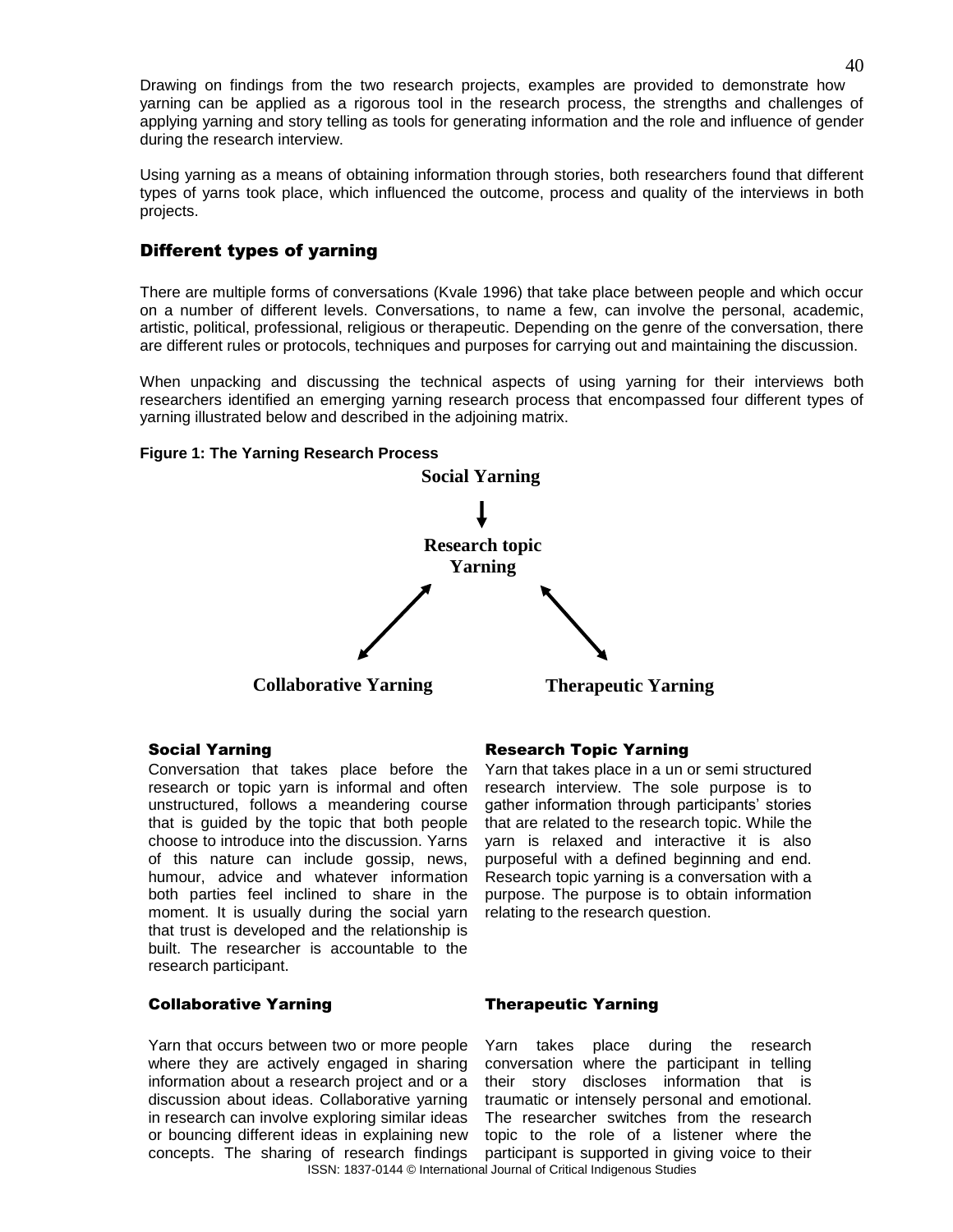Drawing on findings from the two research projects, examples are provided to demonstrate how yarning can be applied as a rigorous tool in the research process, the strengths and challenges of applying yarning and story telling as tools for generating information and the role and influence of gender during the research interview.

Using yarning as a means of obtaining information through stories, both researchers found that different types of yarns took place, which influenced the outcome, process and quality of the interviews in both projects.

## Different types of yarning

There are multiple forms of conversations (Kvale 1996) that take place between people and which occur on a number of different levels. Conversations, to name a few, can involve the personal, academic, artistic, political, professional, religious or therapeutic. Depending on the genre of the conversation, there are different rules or protocols, techniques and purposes for carrying out and maintaining the discussion.

When unpacking and discussing the technical aspects of using yarning for their interviews both researchers identified an emerging yarning research process that encompassed four different types of yarning illustrated below and described in the adjoining matrix.

**Figure 1: The Yarning Research Process**

**Social Yarning**

↓

**Research topic Yarning**

↙↗ ↖↘

**Collaborative Yarning** &nbsp;&nbsp;&nbsp; **Therapeutic Yarning**

### Social Yarning

Conversation that takes place before the research or topic yarn is informal and often unstructured, follows a meandering course that is guided by the topic that both people choose to introduce into the discussion. Yarns of this nature can include gossip, news, humour, advice and whatever information both parties feel inclined to share in the moment. It is usually during the social yarn that trust is developed and the relationship is built. The researcher is accountable to the research participant.

### Research Topic Yarning

Yarn that takes place in a un or semi structured research interview. The sole purpose is to gather information through participants' stories that are related to the research topic. While the yarn is relaxed and interactive it is also purposeful with a defined beginning and end. Research topic yarning is a conversation with a purpose. The purpose is to obtain information relating to the research question.

### Collaborative Yarning

Yarn that occurs between two or more people where they are actively engaged in sharing information about a research project and or a discussion about ideas. Collaborative yarning in research can involve exploring similar ideas or bouncing different ideas in explaining new concepts. The sharing of research findings

### Therapeutic Yarning

Yarn takes place during the research conversation where the participant in telling their story discloses information that is traumatic or intensely personal and emotional. The researcher switches from the research topic to the role of a listener where the participant is supported in giving voice to their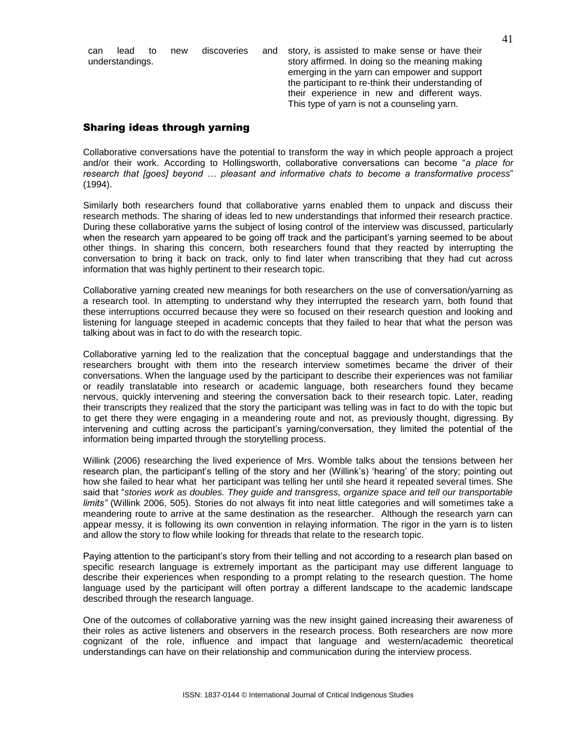can lead to new discoveries and understandings.

story, is assisted to make sense or have their story affirmed. In doing so the meaning making emerging in the yarn can empower and support the participant to re-think their understanding of their experience in new and different ways. This type of yarn is not a counseling yarn.

## Sharing ideas through yarning

Collaborative conversations have the potential to transform the way in which people approach a project and/or their work. According to Hollingsworth, collaborative conversations can become "*a place for research that [goes] beyond … pleasant and informative chats to become a transformative process*" (1994).

Similarly both researchers found that collaborative yarns enabled them to unpack and discuss their research methods. The sharing of ideas led to new understandings that informed their research practice. During these collaborative yarns the subject of losing control of the interview was discussed, particularly when the research yarn appeared to be going off track and the participant's yarning seemed to be about other things. In sharing this concern, both researchers found that they reacted by interrupting the conversation to bring it back on track, only to find later when transcribing that they had cut across information that was highly pertinent to their research topic.

Collaborative yarning created new meanings for both researchers on the use of conversation/yarning as a research tool. In attempting to understand why they interrupted the research yarn, both found that these interruptions occurred because they were so focused on their research question and looking and listening for language steeped in academic concepts that they failed to hear that what the person was talking about was in fact to do with the research topic.

Collaborative yarning led to the realization that the conceptual baggage and understandings that the researchers brought with them into the research interview sometimes became the driver of their conversations. When the language used by the participant to describe their experiences was not familiar or readily translatable into research or academic language, both researchers found they became nervous, quickly intervening and steering the conversation back to their research topic. Later, reading their transcripts they realized that the story the participant was telling was in fact to do with the topic but to get there they were engaging in a meandering route and not, as previously thought, digressing. By intervening and cutting across the participant's yarning/conversation, they limited the potential of the information being imparted through the storytelling process.

Willink (2006) researching the lived experience of Mrs. Womble talks about the tensions between her research plan, the participant's telling of the story and her (Willink's) 'hearing' of the story; pointing out how she failed to hear what her participant was telling her until she heard it repeated several times. She said that "*stories work as doubles. They guide and transgress, organize space and tell our transportable limits"* (Willink 2006, 505). Stories do not always fit into neat little categories and will sometimes take a meandering route to arrive at the same destination as the researcher. Although the research yarn can appear messy, it is following its own convention in relaying information. The rigor in the yarn is to listen and allow the story to flow while looking for threads that relate to the research topic.

Paying attention to the participant's story from their telling and not according to a research plan based on specific research language is extremely important as the participant may use different language to describe their experiences when responding to a prompt relating to the research question. The home language used by the participant will often portray a different landscape to the academic landscape described through the research language.

One of the outcomes of collaborative yarning was the new insight gained increasing their awareness of their roles as active listeners and observers in the research process. Both researchers are now more cognizant of the role, influence and impact that language and western/academic theoretical understandings can have on their relationship and communication during the interview process.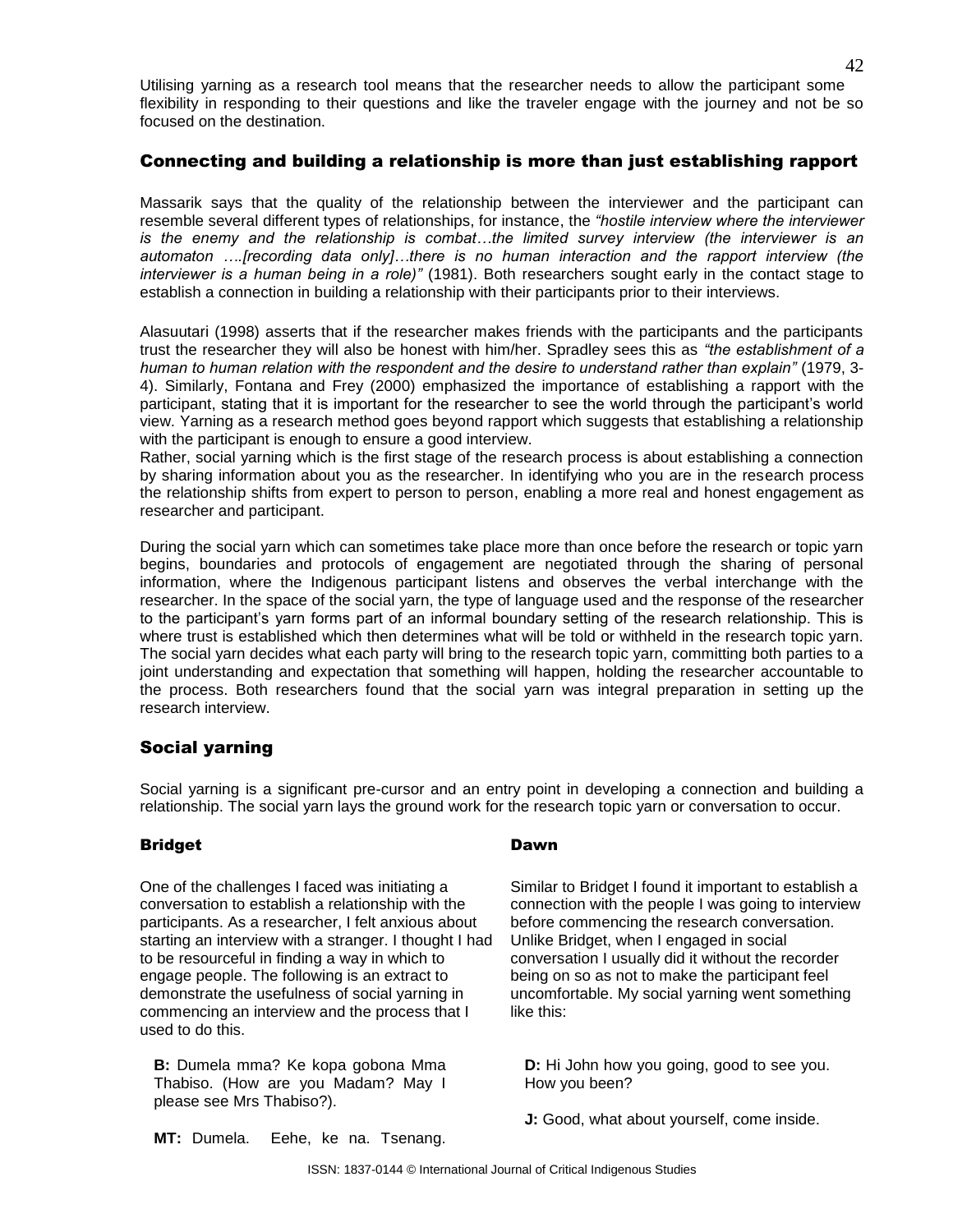Utilising yarning as a research tool means that the researcher needs to allow the participant some flexibility in responding to their questions and like the traveler engage with the journey and not be so focused on the destination.

## Connecting and building a relationship is more than just establishing rapport

Massarik says that the quality of the relationship between the interviewer and the participant can resemble several different types of relationships, for instance, the *"hostile interview where the interviewer is the enemy and the relationship is combat…the limited survey interview (the interviewer is an automaton ….[recording data only]…there is no human interaction and the rapport interview (the interviewer is a human being in a role)"* (1981). Both researchers sought early in the contact stage to establish a connection in building a relationship with their participants prior to their interviews.

Alasuutari (1998) asserts that if the researcher makes friends with the participants and the participants trust the researcher they will also be honest with him/her. Spradley sees this as *"the establishment of a human to human relation with the respondent and the desire to understand rather than explain"* (1979, 3-4). Similarly, Fontana and Frey (2000) emphasized the importance of establishing a rapport with the participant, stating that it is important for the researcher to see the world through the participant's world view. Yarning as a research method goes beyond rapport which suggests that establishing a relationship with the participant is enough to ensure a good interview.

Rather, social yarning which is the first stage of the research process is about establishing a connection by sharing information about you as the researcher. In identifying who you are in the research process the relationship shifts from expert to person to person, enabling a more real and honest engagement as researcher and participant.

During the social yarn which can sometimes take place more than once before the research or topic yarn begins, boundaries and protocols of engagement are negotiated through the sharing of personal information, where the Indigenous participant listens and observes the verbal interchange with the researcher. In the space of the social yarn, the type of language used and the response of the researcher to the participant's yarn forms part of an informal boundary setting of the research relationship. This is where trust is established which then determines what will be told or withheld in the research topic yarn. The social yarn decides what each party will bring to the research topic yarn, committing both parties to a joint understanding and expectation that something will happen, holding the researcher accountable to the process. Both researchers found that the social yarn was integral preparation in setting up the research interview.

## Social yarning

Social yarning is a significant pre-cursor and an entry point in developing a connection and building a relationship. The social yarn lays the ground work for the research topic yarn or conversation to occur.

### Bridget

One of the challenges I faced was initiating a conversation to establish a relationship with the participants. As a researcher, I felt anxious about starting an interview with a stranger. I thought I had to be resourceful in finding a way in which to engage people. The following is an extract to demonstrate the usefulness of social yarning in commencing an interview and the process that I used to do this.

> **B:** Dumela mma? Ke kopa gobona Mma Thabiso. (How are you Madam? May I please see Mrs Thabiso?).
>
> **MT:** Dumela. Eehe, ke na. Tsenang.

### Dawn

Similar to Bridget I found it important to establish a connection with the people I was going to interview before commencing the research conversation. Unlike Bridget, when I engaged in social conversation I usually did it without the recorder being on so as not to make the participant feel uncomfortable. My social yarning went something like this:

> **D:** Hi John how you going, good to see you. How you been?
>
> **J:** Good, what about yourself, come inside.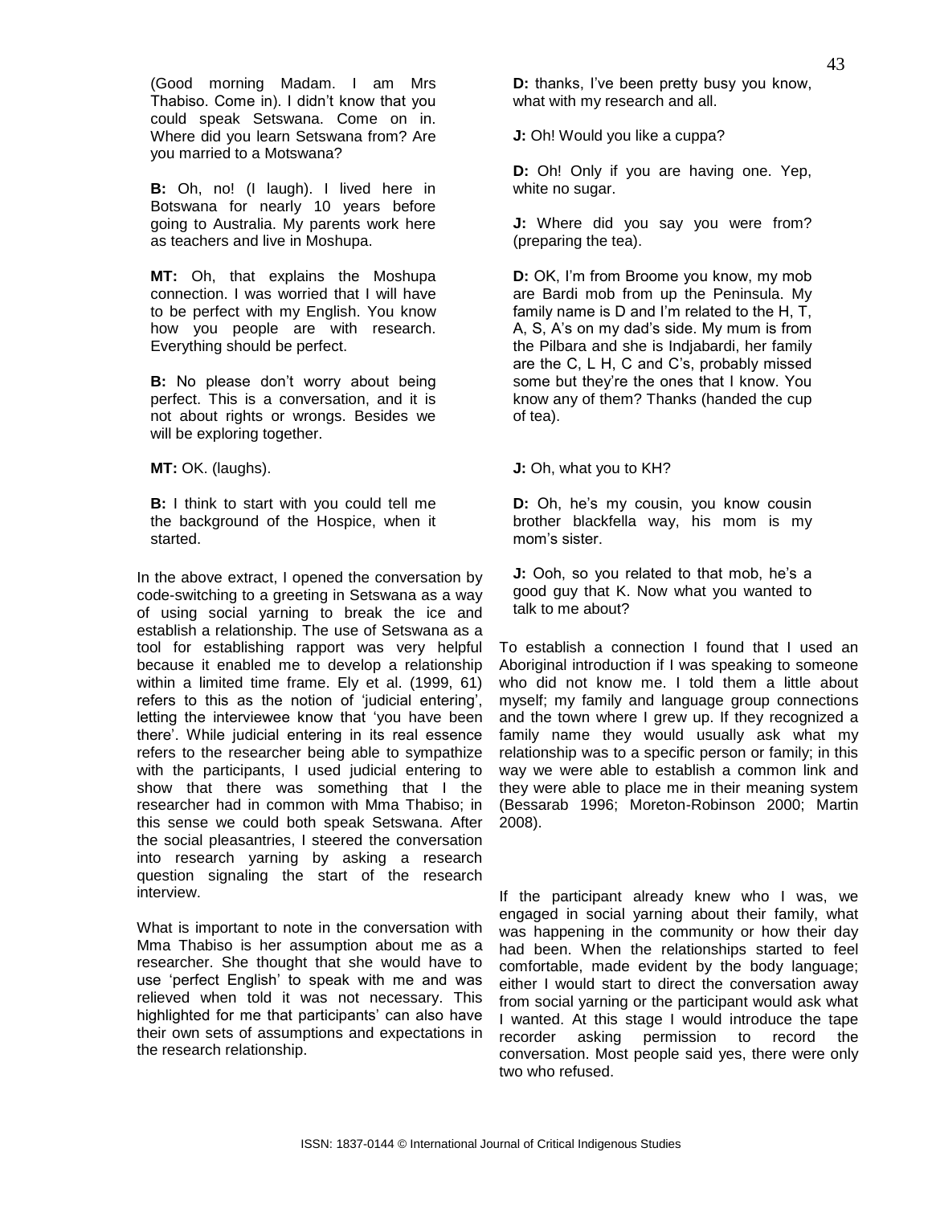(Good morning Madam. I am Mrs Thabiso. Come in). I didn't know that you could speak Setswana. Come on in. Where did you learn Setswana from? Are you married to a Motswana?

**B:** Oh, no! (I laugh). I lived here in Botswana for nearly 10 years before going to Australia. My parents work here as teachers and live in Moshupa.

**MT:** Oh, that explains the Moshupa connection. I was worried that I will have to be perfect with my English. You know how you people are with research. Everything should be perfect.

**B:** No please don't worry about being perfect. This is a conversation, and it is not about rights or wrongs. Besides we will be exploring together.

**MT:** OK. (laughs).

**B:** I think to start with you could tell me the background of the Hospice, when it started.

In the above extract, I opened the conversation by code-switching to a greeting in Setswana as a way of using social yarning to break the ice and establish a relationship. The use of Setswana as a tool for establishing rapport was very helpful because it enabled me to develop a relationship within a limited time frame. Ely et al. (1999, 61) refers to this as the notion of 'judicial entering', letting the interviewee know that 'you have been there'. While judicial entering in its real essence refers to the researcher being able to sympathize with the participants, I used judicial entering to show that there was something that I the researcher had in common with Mma Thabiso; in this sense we could both speak Setswana. After the social pleasantries, I steered the conversation into research yarning by asking a research question signaling the start of the research interview.

What is important to note in the conversation with Mma Thabiso is her assumption about me as a researcher. She thought that she would have to use 'perfect English' to speak with me and was relieved when told it was not necessary. This highlighted for me that participants' can also have their own sets of assumptions and expectations in the research relationship.

**D:** thanks, I've been pretty busy you know, what with my research and all.

**J:** Oh! Would you like a cuppa?

**D:** Oh! Only if you are having one. Yep, white no sugar.

**J:** Where did you say you were from? (preparing the tea).

**D:** OK, I'm from Broome you know, my mob are Bardi mob from up the Peninsula. My family name is D and I'm related to the H, T, A, S, A's on my dad's side. My mum is from the Pilbara and she is Indjabardi, her family are the C, L H, C and C's, probably missed some but they're the ones that I know. You know any of them? Thanks (handed the cup of tea).

**J:** Oh, what you to KH?

**D:** Oh, he's my cousin, you know cousin brother blackfella way, his mom is my mom's sister.

**J:** Ooh, so you related to that mob, he's a good guy that K. Now what you wanted to talk to me about?

To establish a connection I found that I used an Aboriginal introduction if I was speaking to someone who did not know me. I told them a little about myself; my family and language group connections and the town where I grew up. If they recognized a family name they would usually ask what my relationship was to a specific person or family; in this way we were able to establish a common link and they were able to place me in their meaning system (Bessarab 1996; Moreton-Robinson 2000; Martin 2008).

If the participant already knew who I was, we engaged in social yarning about their family, what was happening in the community or how their day had been. When the relationships started to feel comfortable, made evident by the body language; either I would start to direct the conversation away from social yarning or the participant would ask what I wanted. At this stage I would introduce the tape recorder asking permission to record the conversation. Most people said yes, there were only two who refused.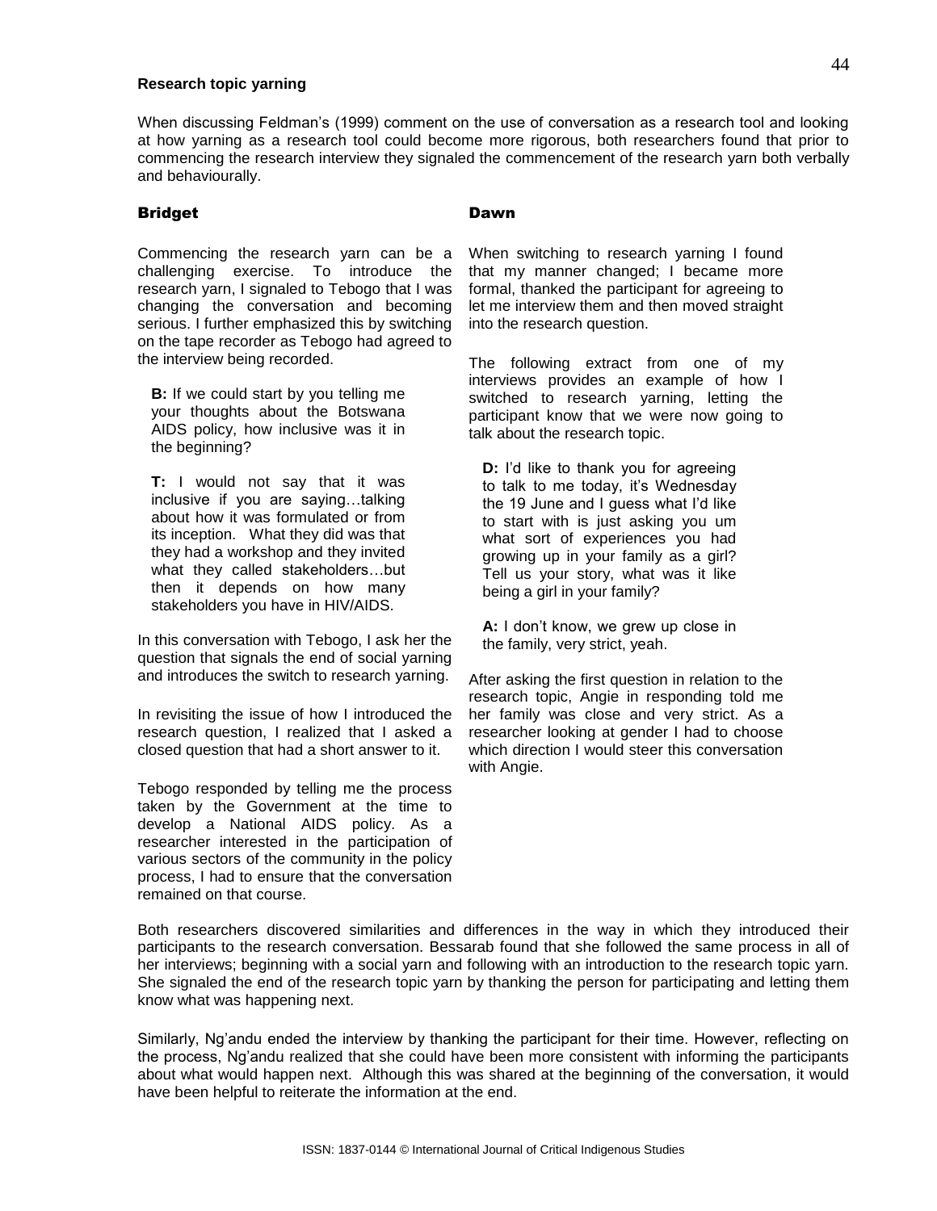**Research topic yarning**

When discussing Feldman's (1999) comment on the use of conversation as a research tool and looking at how yarning as a research tool could become more rigorous, both researchers found that prior to commencing the research interview they signaled the commencement of the research yarn both verbally and behaviourally.

**Bridget**

Commencing the research yarn can be a challenging exercise. To introduce the research yarn, I signaled to Tebogo that I was changing the conversation and becoming serious. I further emphasized this by switching on the tape recorder as Tebogo had agreed to the interview being recorded.

> **B:** If we could start by you telling me your thoughts about the Botswana AIDS policy, how inclusive was it in the beginning?
>
> **T:** I would not say that it was inclusive if you are saying…talking about how it was formulated or from its inception. What they did was that they had a workshop and they invited what they called stakeholders…but then it depends on how many stakeholders you have in HIV/AIDS.

In this conversation with Tebogo, I ask her the question that signals the end of social yarning and introduces the switch to research yarning.

In revisiting the issue of how I introduced the research question, I realized that I asked a closed question that had a short answer to it.

Tebogo responded by telling me the process taken by the Government at the time to develop a National AIDS policy. As a researcher interested in the participation of various sectors of the community in the policy process, I had to ensure that the conversation remained on that course.

**Dawn**

When switching to research yarning I found that my manner changed; I became more formal, thanked the participant for agreeing to let me interview them and then moved straight into the research question.

The following extract from one of my interviews provides an example of how I switched to research yarning, letting the participant know that we were now going to talk about the research topic.

> **D:** I'd like to thank you for agreeing to talk to me today, it's Wednesday the 19 June and I guess what I'd like to start with is just asking you um what sort of experiences you had growing up in your family as a girl? Tell us your story, what was it like being a girl in your family?
>
> **A:** I don't know, we grew up close in the family, very strict, yeah.

After asking the first question in relation to the research topic, Angie in responding told me her family was close and very strict. As a researcher looking at gender I had to choose which direction I would steer this conversation with Angie.

Both researchers discovered similarities and differences in the way in which they introduced their participants to the research conversation. Bessarab found that she followed the same process in all of her interviews; beginning with a social yarn and following with an introduction to the research topic yarn. She signaled the end of the research topic yarn by thanking the person for participating and letting them know what was happening next.

Similarly, Ng'andu ended the interview by thanking the participant for their time. However, reflecting on the process, Ng'andu realized that she could have been more consistent with informing the participants about what would happen next. Although this was shared at the beginning of the conversation, it would have been helpful to reiterate the information at the end.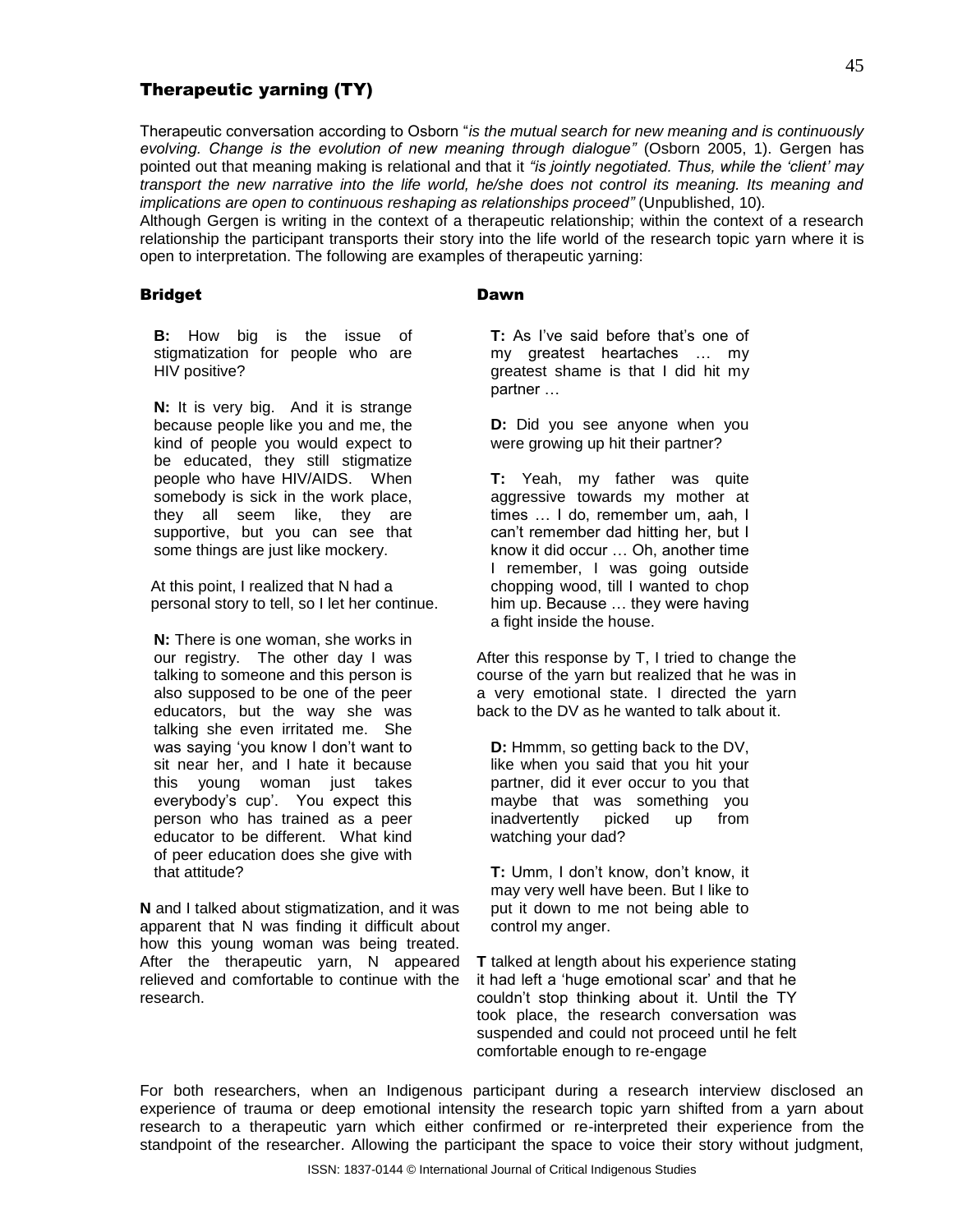## Therapeutic yarning (TY)

Therapeutic conversation according to Osborn "*is the mutual search for new meaning and is continuously evolving. Change is the evolution of new meaning through dialogue"* (Osborn 2005, 1). Gergen has pointed out that meaning making is relational and that it *"is jointly negotiated. Thus, while the 'client' may transport the new narrative into the life world, he/she does not control its meaning. Its meaning and implications are open to continuous reshaping as relationships proceed"* (Unpublished, 10).

Although Gergen is writing in the context of a therapeutic relationship; within the context of a research relationship the participant transports their story into the life world of the research topic yarn where it is open to interpretation. The following are examples of therapeutic yarning:

### Bridget

> **B:** How big is the issue of stigmatization for people who are HIV positive?
>
> **N:** It is very big. And it is strange because people like you and me, the kind of people you would expect to be educated, they still stigmatize people who have HIV/AIDS. When somebody is sick in the work place, they all seem like, they are supportive, but you can see that some things are just like mockery.

At this point, I realized that N had a personal story to tell, so I let her continue.

> **N:** There is one woman, she works in our registry. The other day I was talking to someone and this person is also supposed to be one of the peer educators, but the way she was talking she even irritated me. She was saying 'you know I don't want to sit near her, and I hate it because this young woman just takes everybody's cup'. You expect this person who has trained as a peer educator to be different. What kind of peer education does she give with that attitude?

**N** and I talked about stigmatization, and it was apparent that N was finding it difficult about how this young woman was being treated. After the therapeutic yarn, N appeared relieved and comfortable to continue with the research.

### Dawn

> **T:** As I've said before that's one of my greatest heartaches … my greatest shame is that I did hit my partner …
>
> **D:** Did you see anyone when you were growing up hit their partner?
>
> **T:** Yeah, my father was quite aggressive towards my mother at times … I do, remember um, aah, I can't remember dad hitting her, but I know it did occur … Oh, another time I remember, I was going outside chopping wood, till I wanted to chop him up. Because … they were having a fight inside the house.

After this response by T, I tried to change the course of the yarn but realized that he was in a very emotional state. I directed the yarn back to the DV as he wanted to talk about it.

> **D:** Hmmm, so getting back to the DV, like when you said that you hit your partner, did it ever occur to you that maybe that was something you inadvertently picked up from watching your dad?
>
> **T:** Umm, I don't know, don't know, it may very well have been. But I like to put it down to me not being able to control my anger.

**T** talked at length about his experience stating it had left a 'huge emotional scar' and that he couldn't stop thinking about it. Until the TY took place, the research conversation was suspended and could not proceed until he felt comfortable enough to re-engage

For both researchers, when an Indigenous participant during a research interview disclosed an experience of trauma or deep emotional intensity the research topic yarn shifted from a yarn about research to a therapeutic yarn which either confirmed or re-interpreted their experience from the standpoint of the researcher. Allowing the participant the space to voice their story without judgment,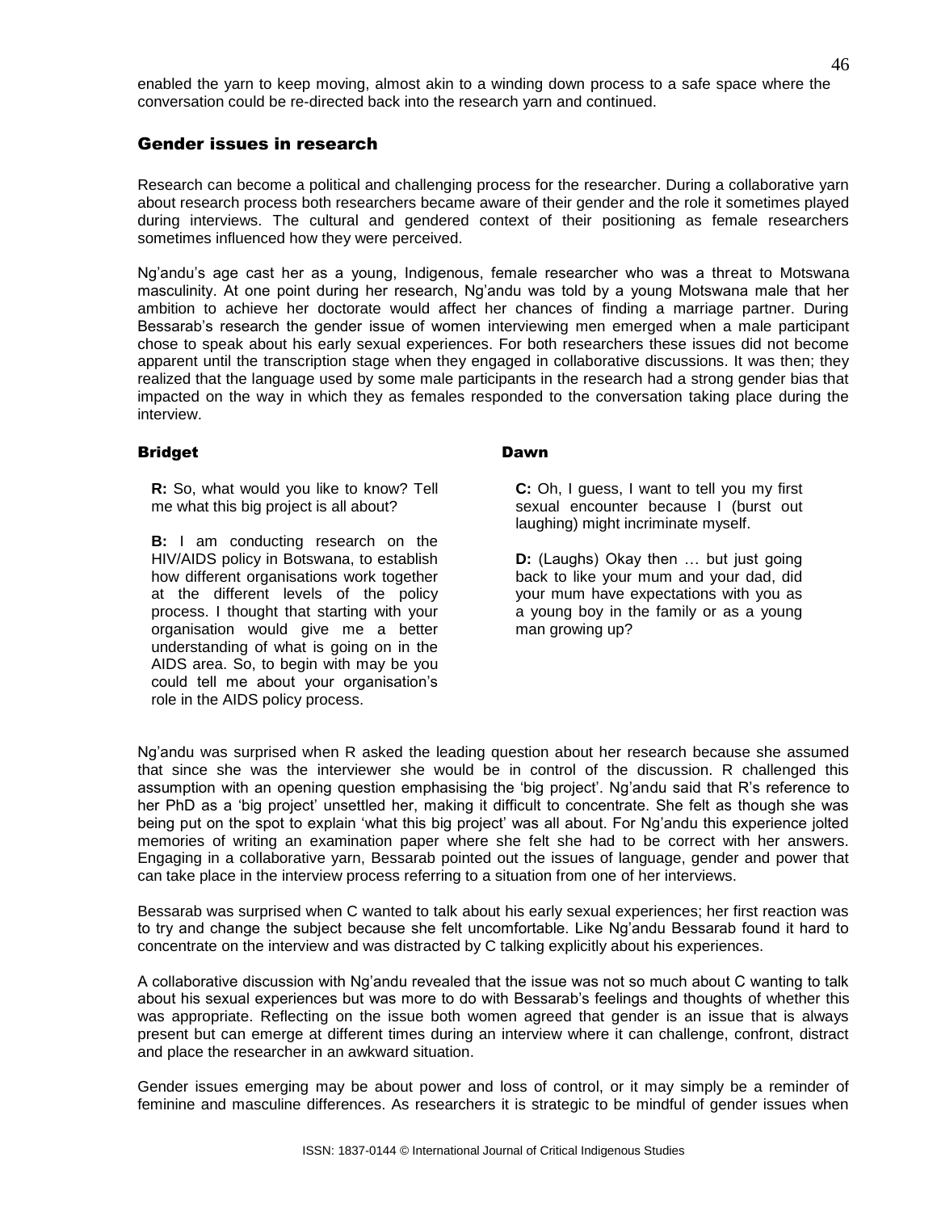enabled the yarn to keep moving, almost akin to a winding down process to a safe space where the conversation could be re-directed back into the research yarn and continued.

## Gender issues in research

Research can become a political and challenging process for the researcher. During a collaborative yarn about research process both researchers became aware of their gender and the role it sometimes played during interviews. The cultural and gendered context of their positioning as female researchers sometimes influenced how they were perceived.

Ng'andu's age cast her as a young, Indigenous, female researcher who was a threat to Motswana masculinity. At one point during her research, Ng'andu was told by a young Motswana male that her ambition to achieve her doctorate would affect her chances of finding a marriage partner. During Bessarab's research the gender issue of women interviewing men emerged when a male participant chose to speak about his early sexual experiences. For both researchers these issues did not become apparent until the transcription stage when they engaged in collaborative discussions. It was then; they realized that the language used by some male participants in the research had a strong gender bias that impacted on the way in which they as females responded to the conversation taking place during the interview.

**Bridget**

> **R:** So, what would you like to know? Tell me what this big project is all about?
>
> **B:** I am conducting research on the HIV/AIDS policy in Botswana, to establish how different organisations work together at the different levels of the policy process. I thought that starting with your organisation would give me a better understanding of what is going on in the AIDS area. So, to begin with may be you could tell me about your organisation's role in the AIDS policy process.

**Dawn**

> **C:** Oh, I guess, I want to tell you my first sexual encounter because I (burst out laughing) might incriminate myself.
>
> **D:** (Laughs) Okay then … but just going back to like your mum and your dad, did your mum have expectations with you as a young boy in the family or as a young man growing up?

Ng'andu was surprised when R asked the leading question about her research because she assumed that since she was the interviewer she would be in control of the discussion. R challenged this assumption with an opening question emphasising the 'big project'. Ng'andu said that R's reference to her PhD as a 'big project' unsettled her, making it difficult to concentrate. She felt as though she was being put on the spot to explain 'what this big project' was all about. For Ng'andu this experience jolted memories of writing an examination paper where she felt she had to be correct with her answers. Engaging in a collaborative yarn, Bessarab pointed out the issues of language, gender and power that can take place in the interview process referring to a situation from one of her interviews.

Bessarab was surprised when C wanted to talk about his early sexual experiences; her first reaction was to try and change the subject because she felt uncomfortable. Like Ng'andu Bessarab found it hard to concentrate on the interview and was distracted by C talking explicitly about his experiences.

A collaborative discussion with Ng'andu revealed that the issue was not so much about C wanting to talk about his sexual experiences but was more to do with Bessarab's feelings and thoughts of whether this was appropriate. Reflecting on the issue both women agreed that gender is an issue that is always present but can emerge at different times during an interview where it can challenge, confront, distract and place the researcher in an awkward situation.

Gender issues emerging may be about power and loss of control, or it may simply be a reminder of feminine and masculine differences. As researchers it is strategic to be mindful of gender issues when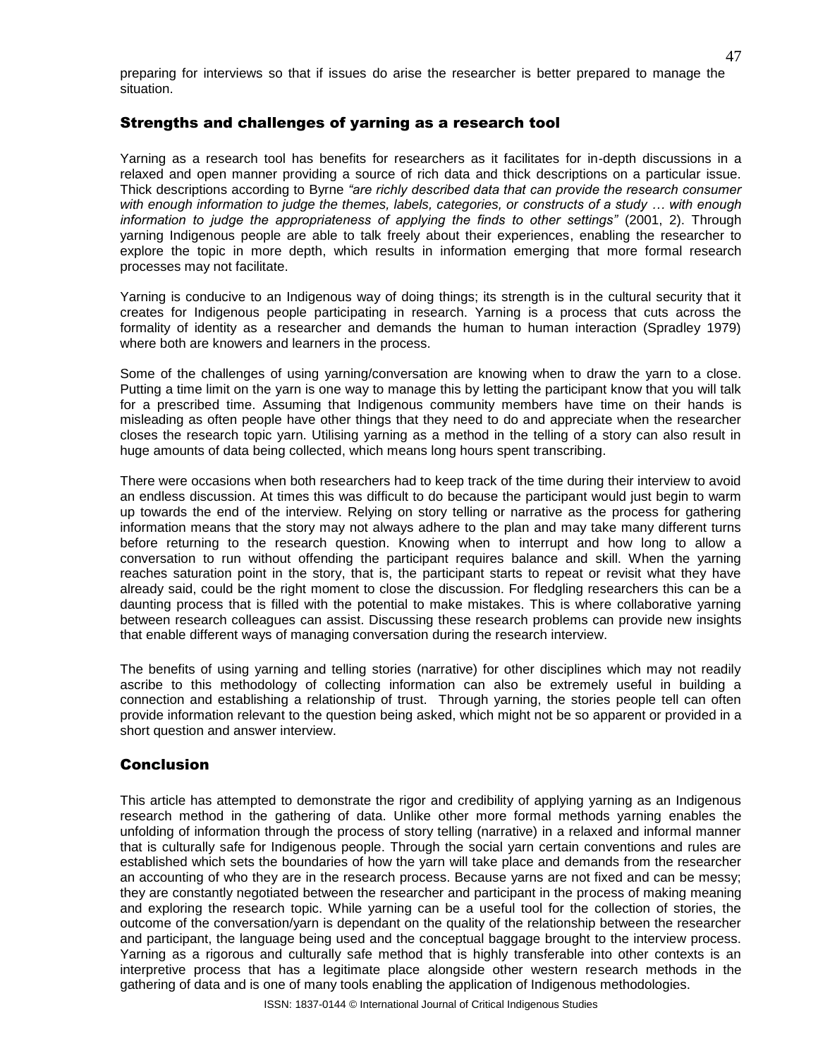preparing for interviews so that if issues do arise the researcher is better prepared to manage the situation.

## Strengths and challenges of yarning as a research tool

Yarning as a research tool has benefits for researchers as it facilitates for in-depth discussions in a relaxed and open manner providing a source of rich data and thick descriptions on a particular issue. Thick descriptions according to Byrne *"are richly described data that can provide the research consumer with enough information to judge the themes, labels, categories, or constructs of a study … with enough information to judge the appropriateness of applying the finds to other settings"* (2001, 2). Through yarning Indigenous people are able to talk freely about their experiences, enabling the researcher to explore the topic in more depth, which results in information emerging that more formal research processes may not facilitate.

Yarning is conducive to an Indigenous way of doing things; its strength is in the cultural security that it creates for Indigenous people participating in research. Yarning is a process that cuts across the formality of identity as a researcher and demands the human to human interaction (Spradley 1979) where both are knowers and learners in the process.

Some of the challenges of using yarning/conversation are knowing when to draw the yarn to a close. Putting a time limit on the yarn is one way to manage this by letting the participant know that you will talk for a prescribed time. Assuming that Indigenous community members have time on their hands is misleading as often people have other things that they need to do and appreciate when the researcher closes the research topic yarn. Utilising yarning as a method in the telling of a story can also result in huge amounts of data being collected, which means long hours spent transcribing.

There were occasions when both researchers had to keep track of the time during their interview to avoid an endless discussion. At times this was difficult to do because the participant would just begin to warm up towards the end of the interview. Relying on story telling or narrative as the process for gathering information means that the story may not always adhere to the plan and may take many different turns before returning to the research question. Knowing when to interrupt and how long to allow a conversation to run without offending the participant requires balance and skill. When the yarning reaches saturation point in the story, that is, the participant starts to repeat or revisit what they have already said, could be the right moment to close the discussion. For fledgling researchers this can be a daunting process that is filled with the potential to make mistakes. This is where collaborative yarning between research colleagues can assist. Discussing these research problems can provide new insights that enable different ways of managing conversation during the research interview.

The benefits of using yarning and telling stories (narrative) for other disciplines which may not readily ascribe to this methodology of collecting information can also be extremely useful in building a connection and establishing a relationship of trust. Through yarning, the stories people tell can often provide information relevant to the question being asked, which might not be so apparent or provided in a short question and answer interview.

## Conclusion

This article has attempted to demonstrate the rigor and credibility of applying yarning as an Indigenous research method in the gathering of data. Unlike other more formal methods yarning enables the unfolding of information through the process of story telling (narrative) in a relaxed and informal manner that is culturally safe for Indigenous people. Through the social yarn certain conventions and rules are established which sets the boundaries of how the yarn will take place and demands from the researcher an accounting of who they are in the research process. Because yarns are not fixed and can be messy; they are constantly negotiated between the researcher and participant in the process of making meaning and exploring the research topic. While yarning can be a useful tool for the collection of stories, the outcome of the conversation/yarn is dependant on the quality of the relationship between the researcher and participant, the language being used and the conceptual baggage brought to the interview process. Yarning as a rigorous and culturally safe method that is highly transferable into other contexts is an interpretive process that has a legitimate place alongside other western research methods in the gathering of data and is one of many tools enabling the application of Indigenous methodologies.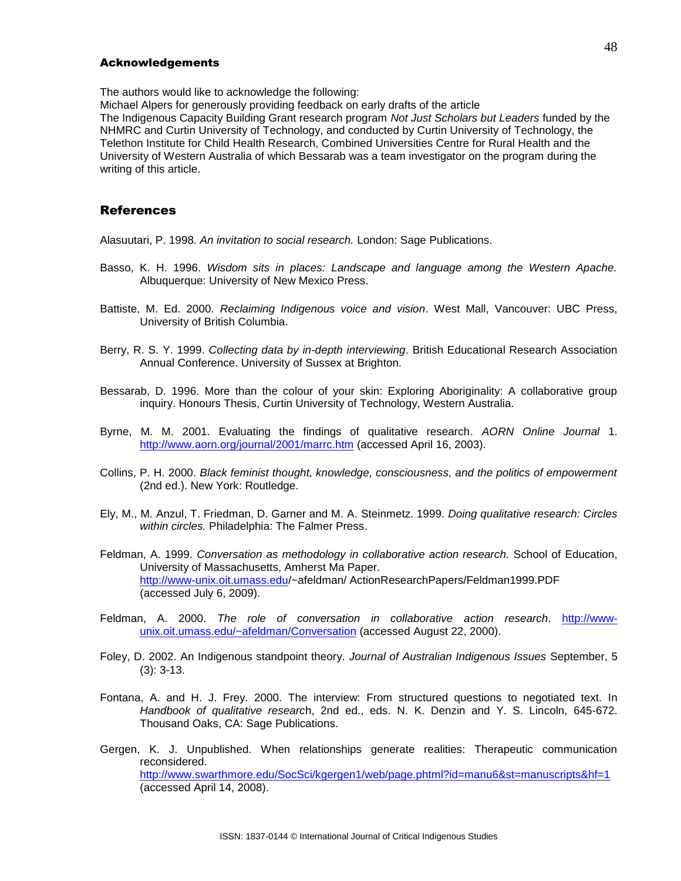## Acknowledgements

The authors would like to acknowledge the following:
Michael Alpers for generously providing feedback on early drafts of the article
The Indigenous Capacity Building Grant research program *Not Just Scholars but Leaders* funded by the NHMRC and Curtin University of Technology, and conducted by Curtin University of Technology, the Telethon Institute for Child Health Research, Combined Universities Centre for Rural Health and the University of Western Australia of which Bessarab was a team investigator on the program during the writing of this article.

## References

Alasuutari, P. 1998. *An invitation to social research.* London: Sage Publications.

Basso, K. H. 1996. *Wisdom sits in places: Landscape and language among the Western Apache.* Albuquerque: University of New Mexico Press.

Battiste, M. Ed. 2000. *Reclaiming Indigenous voice and vision*. West Mall, Vancouver: UBC Press, University of British Columbia.

Berry, R. S. Y. 1999. *Collecting data by in-depth interviewing*. British Educational Research Association Annual Conference. University of Sussex at Brighton.

Bessarab, D. 1996. More than the colour of your skin: Exploring Aboriginality: A collaborative group inquiry. Honours Thesis, Curtin University of Technology, Western Australia.

Byrne, M. M. 2001. Evaluating the findings of qualitative research. *AORN Online Journal* 1. http://www.aorn.org/journal/2001/marrc.htm (accessed April 16, 2003).

Collins, P. H. 2000. *Black feminist thought, knowledge, consciousness, and the politics of empowerment* (2nd ed.). New York: Routledge.

Ely, M., M. Anzul, T. Friedman, D. Garner and M. A. Steinmetz. 1999. *Doing qualitative research: Circles within circles.* Philadelphia: The Falmer Press.

Feldman, A. 1999. *Conversation as methodology in collaborative action research.* School of Education, University of Massachusetts, Amherst Ma Paper. http://www-unix.oit.umass.edu/~afeldman/ ActionResearchPapers/Feldman1999.PDF (accessed July 6, 2009).

Feldman, A. 2000. *The role of conversation in collaborative action research*. http://www-unix.oit.umass.edu/~afeldman/Conversation (accessed August 22, 2000).

Foley, D. 2002. An Indigenous standpoint theory. *Journal of Australian Indigenous Issues* September, 5 (3): 3-13.

Fontana, A. and H. J. Frey. 2000. The interview: From structured questions to negotiated text. In *Handbook of qualitative research*, 2nd ed., eds. N. K. Denzin and Y. S. Lincoln, 645-672. Thousand Oaks, CA: Sage Publications.

Gergen, K. J. Unpublished. When relationships generate realities: Therapeutic communication reconsidered. http://www.swarthmore.edu/SocSci/kgergen1/web/page.phtml?id=manu6&st=manuscripts&hf=1 (accessed April 14, 2008).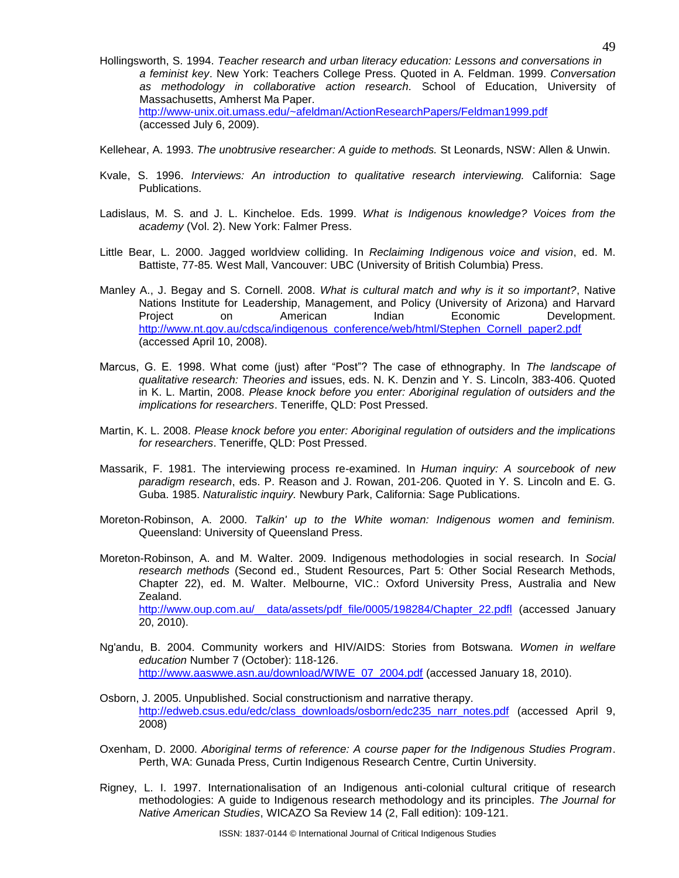Hollingsworth, S. 1994. *Teacher research and urban literacy education: Lessons and conversations in a feminist key*. New York: Teachers College Press. Quoted in A. Feldman. 1999. *Conversation as methodology in collaborative action research.* School of Education, University of Massachusetts, Amherst Ma Paper. http://www-unix.oit.umass.edu/~afeldman/ActionResearchPapers/Feldman1999.pdf (accessed July 6, 2009).

Kellehear, A. 1993. *The unobtrusive researcher: A guide to methods.* St Leonards, NSW: Allen & Unwin.

Kvale, S. 1996. *Interviews: An introduction to qualitative research interviewing.* California: Sage Publications.

Ladislaus, M. S. and J. L. Kincheloe. Eds. 1999. *What is Indigenous knowledge? Voices from the academy* (Vol. 2). New York: Falmer Press.

Little Bear, L. 2000. Jagged worldview colliding. In *Reclaiming Indigenous voice and vision*, ed. M. Battiste, 77-85. West Mall, Vancouver: UBC (University of British Columbia) Press.

Manley A., J. Begay and S. Cornell. 2008. *What is cultural match and why is it so important?*, Native Nations Institute for Leadership, Management, and Policy (University of Arizona) and Harvard Project on American Indian Economic Development. http://www.nt.gov.au/cdsca/indigenous_conference/web/html/Stephen_Cornell_paper2.pdf (accessed April 10, 2008).

Marcus, G. E. 1998. What come (just) after "Post"? The case of ethnography. In *The landscape of qualitative research: Theories and* issues, eds. N. K. Denzin and Y. S. Lincoln, 383-406. Quoted in K. L. Martin, 2008. *Please knock before you enter: Aboriginal regulation of outsiders and the implications for researchers*. Teneriffe, QLD: Post Pressed.

Martin, K. L. 2008. *Please knock before you enter: Aboriginal regulation of outsiders and the implications for researchers*. Teneriffe, QLD: Post Pressed.

Massarik, F. 1981. The interviewing process re-examined. In *Human inquiry: A sourcebook of new paradigm research*, eds. P. Reason and J. Rowan, 201-206. Quoted in Y. S. Lincoln and E. G. Guba. 1985. *Naturalistic inquiry.* Newbury Park, California: Sage Publications.

Moreton-Robinson, A. 2000. *Talkin' up to the White woman: Indigenous women and feminism.* Queensland: University of Queensland Press.

Moreton-Robinson, A. and M. Walter. 2009. Indigenous methodologies in social research. In *Social research methods* (Second ed., Student Resources, Part 5: Other Social Research Methods, Chapter 22), ed. M. Walter. Melbourne, VIC.: Oxford University Press, Australia and New Zealand. http://www.oup.com.au/__data/assets/pdf_file/0005/198284/Chapter_22.pdfl (accessed January 20, 2010).

Ng'andu, B. 2004. Community workers and HIV/AIDS: Stories from Botswana. *Women in welfare education* Number 7 (October): 118-126. http://www.aaswwe.asn.au/download/WIWE_07_2004.pdf (accessed January 18, 2010).

Osborn, J. 2005. Unpublished. Social constructionism and narrative therapy. http://edweb.csus.edu/edc/class_downloads/osborn/edc235_narr_notes.pdf (accessed April 9, 2008)

Oxenham, D. 2000. *Aboriginal terms of reference: A course paper for the Indigenous Studies Program*. Perth, WA: Gunada Press, Curtin Indigenous Research Centre, Curtin University.

Rigney, L. I. 1997. Internationalisation of an Indigenous anti-colonial cultural critique of research methodologies: A guide to Indigenous research methodology and its principles. *The Journal for Native American Studies*, WICAZO Sa Review 14 (2, Fall edition): 109-121.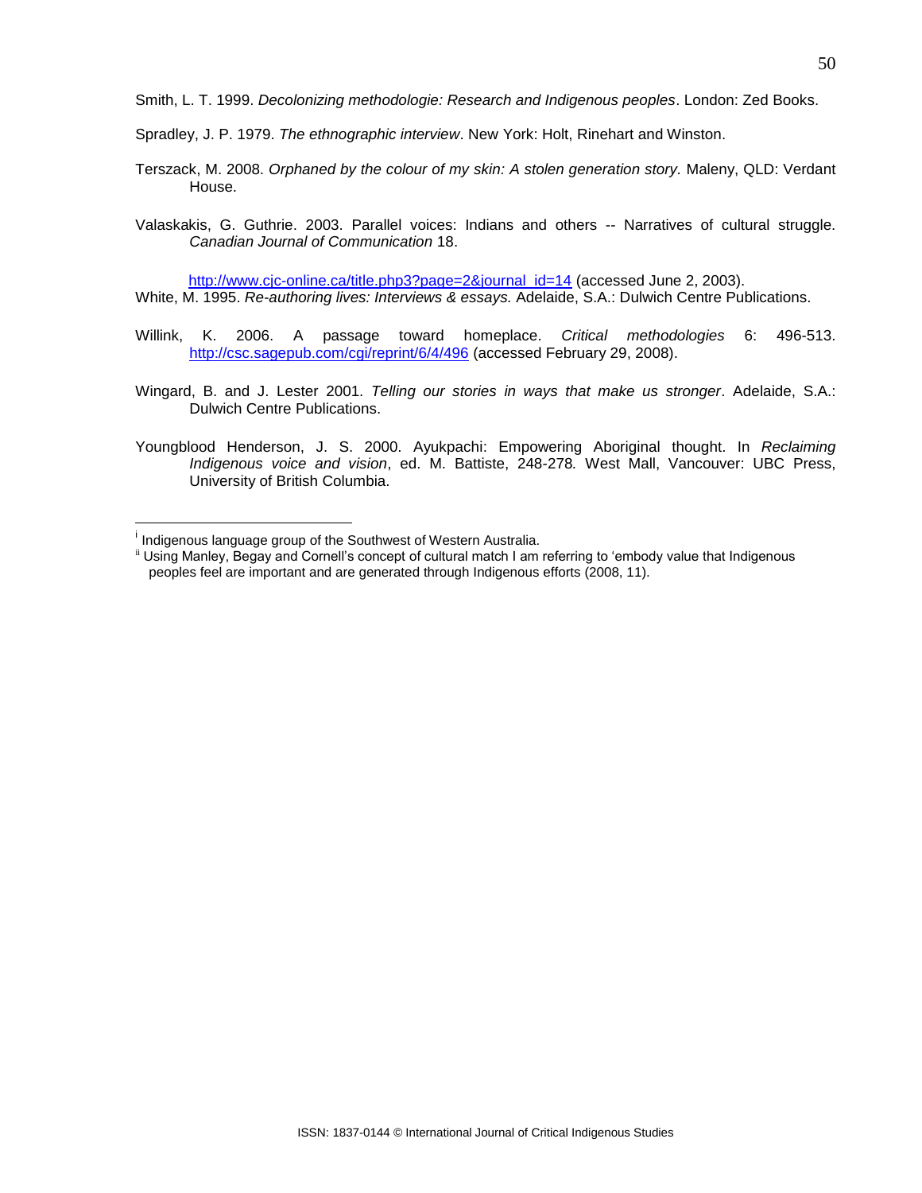Smith, L. T. 1999. *Decolonizing methodologie: Research and Indigenous peoples*. London: Zed Books.

Spradley, J. P. 1979. *The ethnographic interview*. New York: Holt, Rinehart and Winston.

Terszack, M. 2008. *Orphaned by the colour of my skin: A stolen generation story.* Maleny, QLD: Verdant House.

Valaskakis, G. Guthrie. 2003. Parallel voices: Indians and others -- Narratives of cultural struggle. *Canadian Journal of Communication* 18.

http://www.cjc-online.ca/title.php3?page=2&journal_id=14 (accessed June 2, 2003).

White, M. 1995. *Re-authoring lives: Interviews & essays.* Adelaide, S.A.: Dulwich Centre Publications.

Willink, K. 2006. A passage toward homeplace. *Critical methodologies* 6: 496-513. http://csc.sagepub.com/cgi/reprint/6/4/496 (accessed February 29, 2008).

Wingard, B. and J. Lester 2001. *Telling our stories in ways that make us stronger*. Adelaide, S.A.: Dulwich Centre Publications.

Youngblood Henderson, J. S. 2000. Ayukpachi: Empowering Aboriginal thought. In *Reclaiming Indigenous voice and vision*, ed. M. Battiste, 248-278*.* West Mall, Vancouver: UBC Press, University of British Columbia.

---

[i] Indigenous language group of the Southwest of Western Australia.

[ii] Using Manley, Begay and Cornell's concept of cultural match I am referring to 'embody value that Indigenous peoples feel are important and are generated through Indigenous efforts (2008, 11).